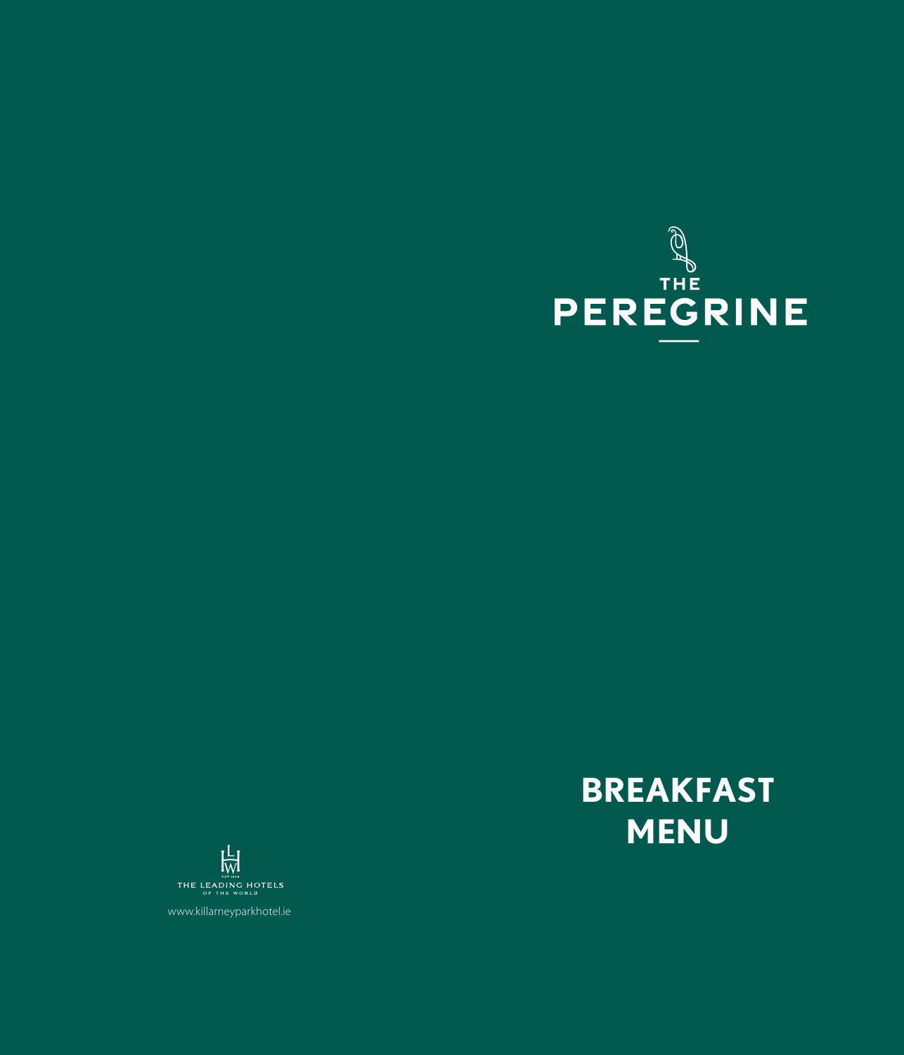# THE PEREGRINE

# BREAKFAST MENU

THE LEADING HOTELS OF THE WORLD

www.killarneyparkhotel.ie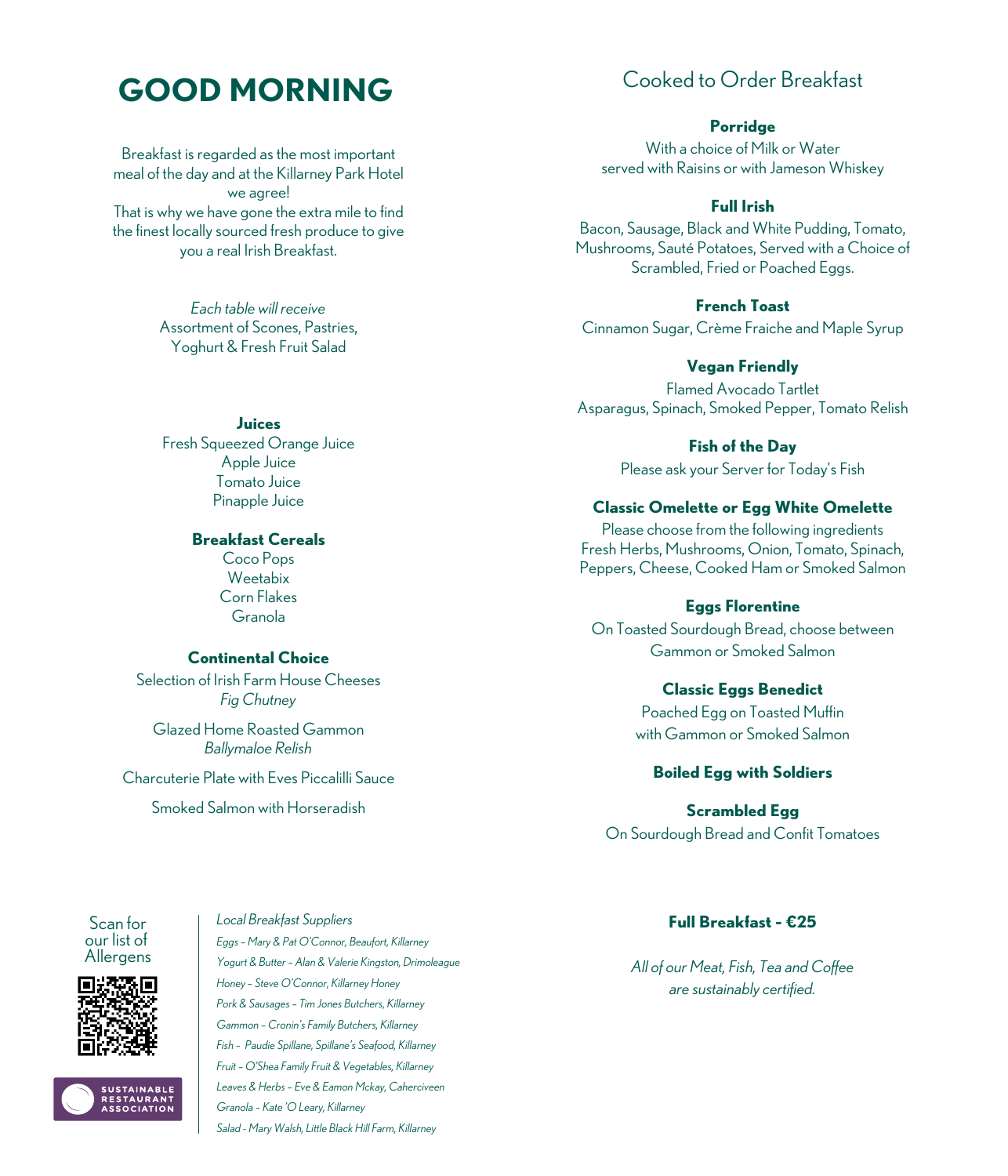# GOOD MORNING

Breakfast is regarded as the most important meal of the day and at the Killarney Park Hotel we agree!
That is why we have gone the extra mile to find the finest locally sourced fresh produce to give you a real Irish Breakfast.

*Each table will receive*
Assortment of Scones, Pastries, Yoghurt & Fresh Fruit Salad

**Juices**
Fresh Squeezed Orange Juice
Apple Juice
Tomato Juice
Pinapple Juice

**Breakfast Cereals**
Coco Pops
Weetabix
Corn Flakes
Granola

**Continental Choice**
Selection of Irish Farm House Cheeses
*Fig Chutney*

Glazed Home Roasted Gammon
*Ballymaloe Relish*

Charcuterie Plate with Eves Piccalilli Sauce

Smoked Salmon with Horseradish

## Cooked to Order Breakfast

**Porridge**
With a choice of Milk or Water
served with Raisins or with Jameson Whiskey

**Full Irish**
Bacon, Sausage, Black and White Pudding, Tomato, Mushrooms, Sauté Potatoes, Served with a Choice of Scrambled, Fried or Poached Eggs.

**French Toast**
Cinnamon Sugar, Crème Fraiche and Maple Syrup

**Vegan Friendly**
Flamed Avocado Tartlet
Asparagus, Spinach, Smoked Pepper, Tomato Relish

**Fish of the Day**
Please ask your Server for Today's Fish

**Classic Omelette or Egg White Omelette**
Please choose from the following ingredients
Fresh Herbs, Mushrooms, Onion, Tomato, Spinach, Peppers, Cheese, Cooked Ham or Smoked Salmon

**Eggs Florentine**
On Toasted Sourdough Bread, choose between Gammon or Smoked Salmon

**Classic Eggs Benedict**
Poached Egg on Toasted Muffin
with Gammon or Smoked Salmon

**Boiled Egg with Soldiers**

**Scrambled Egg**
On Sourdough Bread and Confit Tomatoes

Scan for our list of Allergens

SUSTAINABLE RESTAURANT ASSOCIATION

*Local Breakfast Suppliers*
*Eggs – Mary & Pat O'Connor, Beaufort, Killarney*
*Yogurt & Butter – Alan & Valerie Kingston, Drimoleague*
*Honey – Steve O'Connor, Killarney Honey*
*Pork & Sausages – Tim Jones Butchers, Killarney*
*Gammon – Cronin's Family Butchers, Killarney*
*Fish – Paudie Spillane, Spillane's Seafood, Killarney*
*Fruit – O'Shea Family Fruit & Vegetables, Killarney*
*Leaves & Herbs – Eve & Eamon Mckay, Caherciveen*
*Granola – Kate 'O Leary, Killarney*
*Salad - Mary Walsh, Little Black Hill Farm, Killarney*

**Full Breakfast - €25**

*All of our Meat, Fish, Tea and Coffee are sustainably certified.*